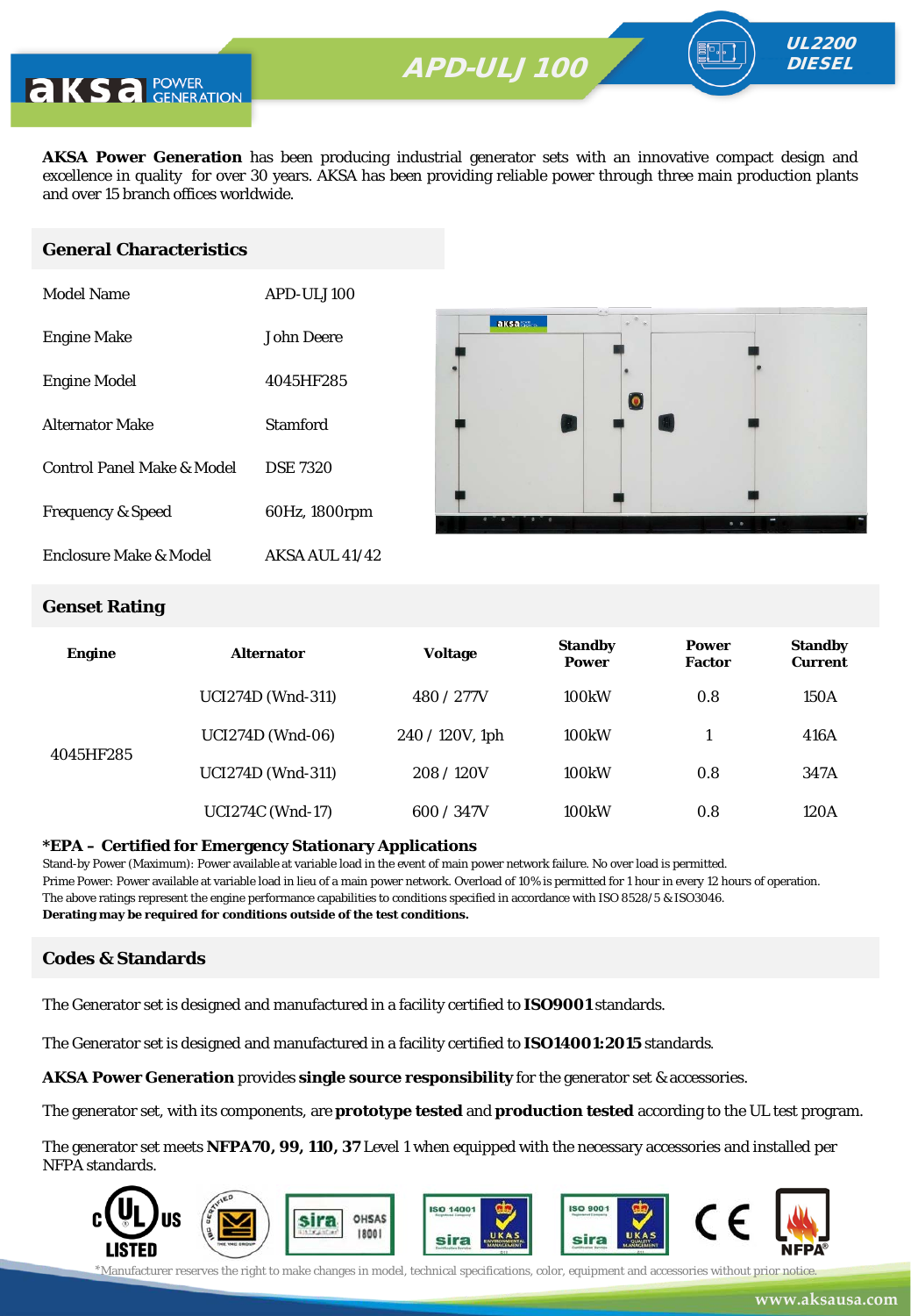# APD-ULJ 100

UL2200 DIESEL

**AKSA Power Generation** has been producing industrial generator sets with an innovative compact design and excellence in quality for over 30 years. AKSA has been providing reliable power through three main production plants and over 15 branch offices worldwide.

## General Characteristics

| | |
|---|---|
| Model Name | APD-ULJ 100 |
| Engine Make | John Deere |
| Engine Model | 4045HF285 |
| Alternator Make | Stamford |
| Control Panel Make & Model | DSE 7320 |
| Frequency & Speed | 60Hz, 1800rpm |
| Enclosure Make & Model | AKSA AUL 41/42 |

## Genset Rating

| Engine | Alternator | Voltage | Standby Power | Power Factor | Standby Current |
|---|---|---|---|---|---|
| 4045HF285 | UCI274D (Wnd-311) | 480 / 277V | 100kW | 0.8 | 150A |
| | UCI274D (Wnd-06) | 240 / 120V, 1ph | 100kW | 1 | 416A |
| | UCI274D (Wnd-311) | 208 / 120V | 100kW | 0.8 | 347A |
| | UCI274C (Wnd-17) | 600 / 347V | 100kW | 0.8 | 120A |

**\*EPA – Certified for Emergency Stationary Applications**

Stand-by Power (Maximum): Power available at variable load in the event of main power network failure. No over load is permitted.

Prime Power: Power available at variable load in lieu of a main power network. Overload of 10% is permitted for 1 hour in every 12 hours of operation.

The above ratings represent the engine performance capabilities to conditions specified in accordance with ISO 8528/5 & ISO3046.

**Derating may be required for conditions outside of the test conditions.**

## Codes & Standards

The Generator set is designed and manufactured in a facility certified to **ISO9001** standards.

The Generator set is designed and manufactured in a facility certified to **ISO14001:2015** standards.

**AKSA Power Generation** provides **single source responsibility** for the generator set & accessories.

The generator set, with its components, are **prototype tested** and **production tested** according to the UL test program.

The generator set meets **NFPA70, 99, 110, 37** Level 1 when equipped with the necessary accessories and installed per NFPA standards.

*Manufacturer reserves the right to make changes in model, technical specifications, color, equipment and accessories without prior notice.

www.aksausa.com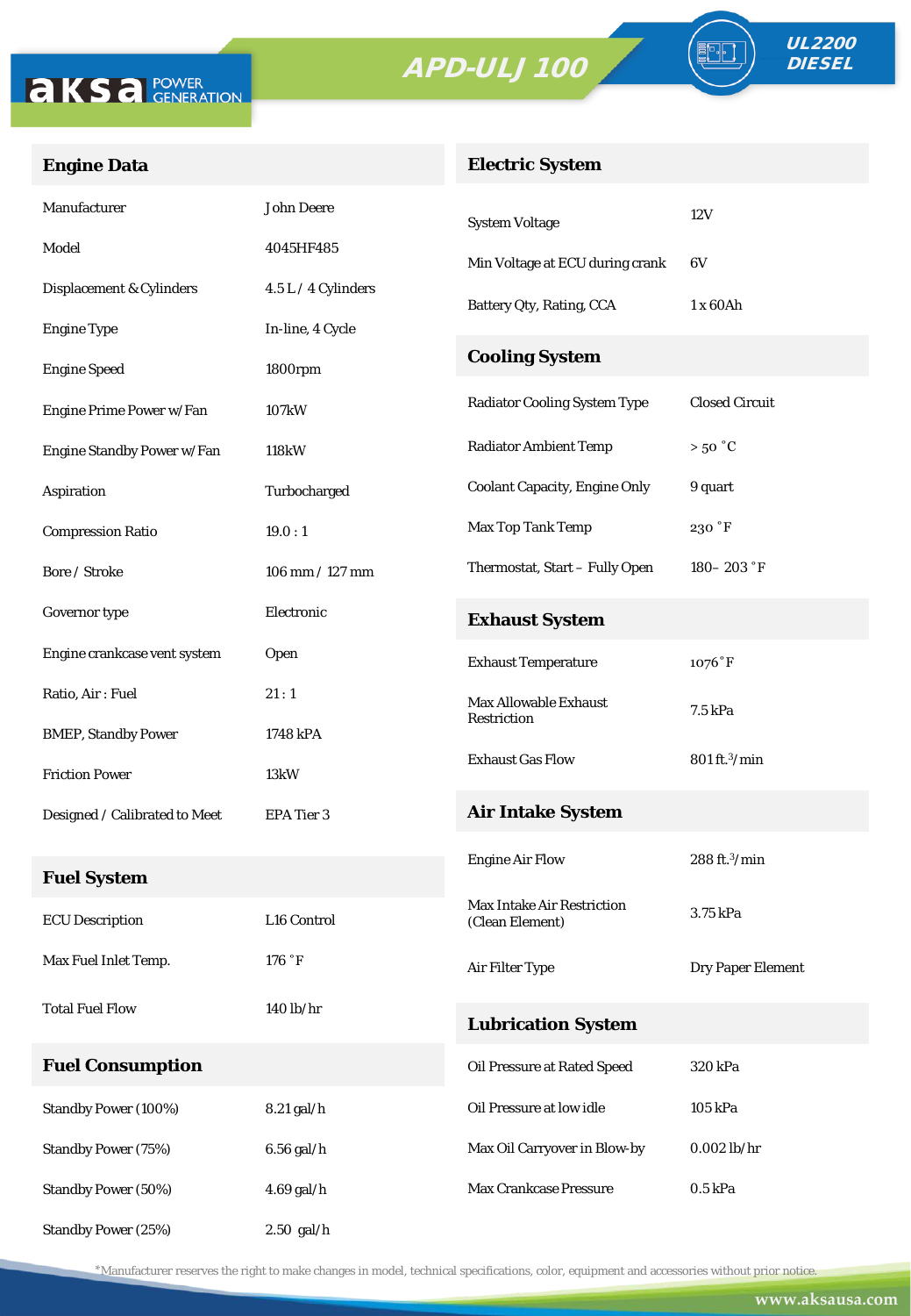# APD-ULJ 100

**UL2200 DIESEL**

## Engine Data

| | |
|---|---|
| Manufacturer | John Deere |
| Model | 4045HF485 |
| Displacement & Cylinders | 4.5 L / 4 Cylinders |
| Engine Type | In-line, 4 Cycle |
| Engine Speed | 1800rpm |
| Engine Prime Power w/Fan | 107kW |
| Engine Standby Power w/Fan | 118kW |
| Aspiration | Turbocharged |
| Compression Ratio | 19.0 : 1 |
| Bore / Stroke | 106 mm / 127 mm |
| Governor type | Electronic |
| Engine crankcase vent system | Open |
| Ratio, Air : Fuel | 21 : 1 |
| BMEP, Standby Power | 1748 kPA |
| Friction Power | 13kW |
| Designed / Calibrated to Meet | EPA Tier 3 |

## Fuel System

| | |
|---|---|
| ECU Description | L16 Control |
| Max Fuel Inlet Temp. | 176 ˚F |
| Total Fuel Flow | 140 lb/hr |

## Fuel Consumption

| | |
|---|---|
| Standby Power (100%) | 8.21 gal/h |
| Standby Power (75%) | 6.56 gal/h |
| Standby Power (50%) | 4.69 gal/h |
| Standby Power (25%) | 2.50 gal/h |

## Electric System

| | |
|---|---|
| System Voltage | 12V |
| Min Voltage at ECU during crank | 6V |
| Battery Qty, Rating, CCA | 1 x 60Ah |

## Cooling System

| | |
|---|---|
| Radiator Cooling System Type | Closed Circuit |
| Radiator Ambient Temp | > 50 ˚C |
| Coolant Capacity, Engine Only | 9 quart |
| Max Top Tank Temp | 230 ˚F |
| Thermostat, Start – Fully Open | 180– 203 ˚F |

## Exhaust System

| | |
|---|---|
| Exhaust Temperature | 1076˚F |
| Max Allowable Exhaust Restriction | 7.5 kPa |
| Exhaust Gas Flow | 801 ft.$^3$/min |

## Air Intake System

| | |
|---|---|
| Engine Air Flow | 288 ft.$^3$/min |
| Max Intake Air Restriction (Clean Element) | 3.75 kPa |
| Air Filter Type | Dry Paper Element |

## Lubrication System

| | |
|---|---|
| Oil Pressure at Rated Speed | 320 kPa |
| Oil Pressure at low idle | 105 kPa |
| Max Oil Carryover in Blow-by | 0.002 lb/hr |
| Max Crankcase Pressure | 0.5 kPa |

*Manufacturer reserves the right to make changes in model, technical specifications, color, equipment and accessories without prior notice.

www.aksausa.com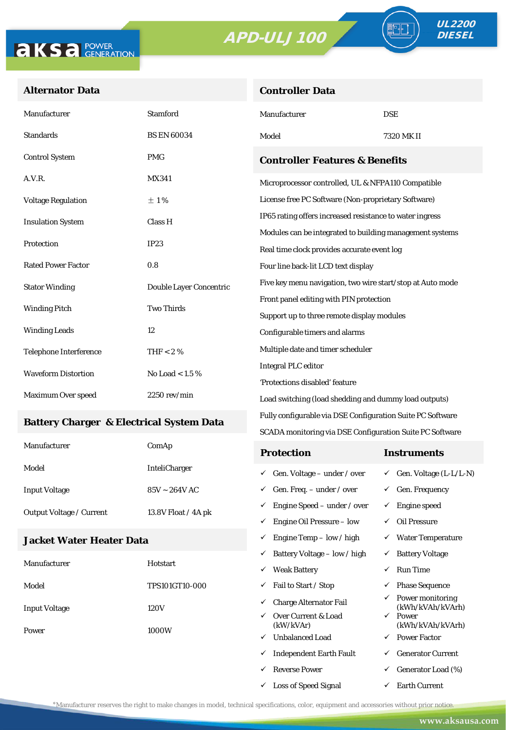# APD-ULJ 100

**UL2200 DIESEL**

## Alternator Data

| | |
|---|---|
| Manufacturer | Stamford |
| Standards | BS EN 60034 |
| Control System | PMG |
| A.V.R. | MX341 |
| Voltage Regulation | ± 1 % |
| Insulation System | Class H |
| Protection | IP23 |
| Rated Power Factor | 0.8 |
| Stator Winding | Double Layer Concentric |
| Winding Pitch | Two Thirds |
| Winding Leads | 12 |
| Telephone Interference | THF < 2 % |
| Waveform Distortion | No Load < 1.5 % |
| Maximum Over speed | 2250 rev/min |

## Battery Charger & Electrical System Data

| | |
|---|---|
| Manufacturer | ComAp |
| Model | InteliCharger |
| Input Voltage | 85V ~ 264V AC |
| Output Voltage / Current | 13.8V Float / 4A pk |

## Jacket Water Heater Data

| | |
|---|---|
| Manufacturer | Hotstart |
| Model | TPS101GT10-000 |
| Input Voltage | 120V |
| Power | 1000W |

## Controller Data

| | |
|---|---|
| Manufacturer | DSE |
| Model | 7320 MK II |

## Controller Features & Benefits

- Microprocessor controlled, UL & NFPA110 Compatible
- License free PC Software (Non-proprietary Software)
- IP65 rating offers increased resistance to water ingress
- Modules can be integrated to building management systems
- Real time clock provides accurate event log
- Four line back-lit LCD text display
- Five key menu navigation, two wire start/stop at Auto mode
- Front panel editing with PIN protection
- Support up to three remote display modules
- Configurable timers and alarms
- Multiple date and timer scheduler
- Integral PLC editor
- 'Protections disabled' feature
- Load switching (load shedding and dummy load outputs)
- Fully configurable via DSE Configuration Suite PC Software
- SCADA monitoring via DSE Configuration Suite PC Software

| Protection | Instruments |
|---|---|
| ✓ Gen. Voltage – under / over | ✓ Gen. Voltage (L-L/L-N) |
| ✓ Gen. Freq. – under / over | ✓ Gen. Frequency |
| ✓ Engine Speed – under / over | ✓ Engine speed |
| ✓ Engine Oil Pressure – low | ✓ Oil Pressure |
| ✓ Engine Temp – low / high | ✓ Water Temperature |
| ✓ Battery Voltage – low / high | ✓ Battery Voltage |
| ✓ Weak Battery | ✓ Run Time |
| ✓ Fail to Start / Stop | ✓ Phase Sequence |
| ✓ Charge Alternator Fail | ✓ Power monitoring (kWh/kVAh/kVArh) |
| ✓ Over Current & Load (kW/kVAr) | ✓ Power (kWh/kVAh/kVArh) |
| ✓ Unbalanced Load | ✓ Power Factor |
| ✓ Independent Earth Fault | ✓ Generator Current |
| ✓ Reverse Power | ✓ Generator Load (%) |
| ✓ Loss of Speed Signal | ✓ Earth Current |

*Manufacturer reserves the right to make changes in model, technical specifications, color, equipment and accessories without prior notice.

www.aksausa.com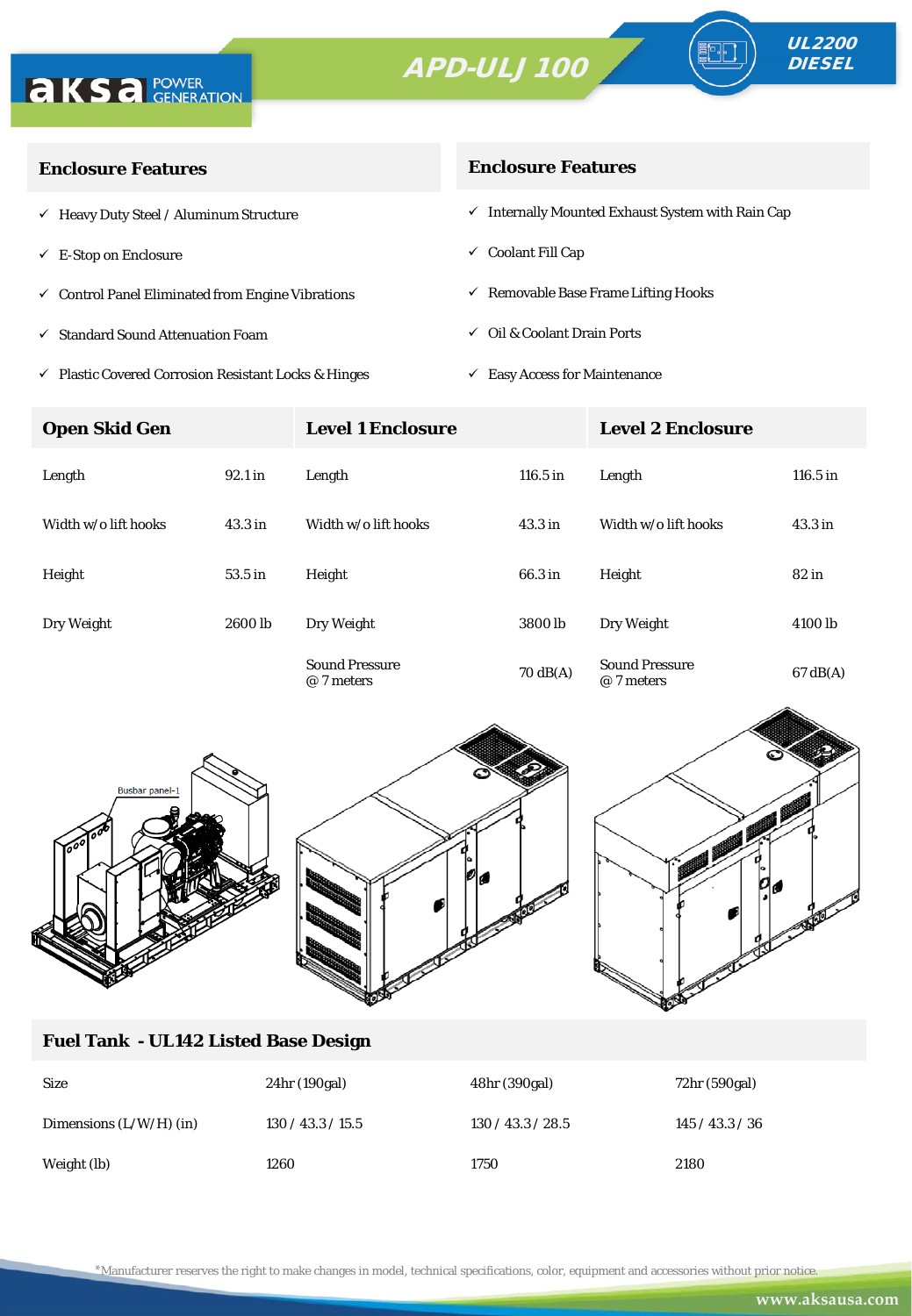aksa POWER GENERATION

# APD-ULJ 100

UL2200 DIESEL

## Enclosure Features

- ✓ Heavy Duty Steel / Aluminum Structure
- ✓ E-Stop on Enclosure
- ✓ Control Panel Eliminated from Engine Vibrations
- ✓ Standard Sound Attenuation Foam
- ✓ Plastic Covered Corrosion Resistant Locks & Hinges

## Enclosure Features

- ✓ Internally Mounted Exhaust System with Rain Cap
- ✓ Coolant Fill Cap
- ✓ Removable Base Frame Lifting Hooks
- ✓ Oil & Coolant Drain Ports
- ✓ Easy Access for Maintenance

| Open Skid Gen | | Level 1 Enclosure | | Level 2 Enclosure | |
|---|---|---|---|---|---|
| Length | 92.1 in | Length | 116.5 in | Length | 116.5 in |
| Width w/o lift hooks | 43.3 in | Width w/o lift hooks | 43.3 in | Width w/o lift hooks | 43.3 in |
| Height | 53.5 in | Height | 66.3 in | Height | 82 in |
| Dry Weight | 2600 lb | Dry Weight | 3800 lb | Dry Weight | 4100 lb |
| | | Sound Pressure @ 7 meters | 70 dB(A) | Sound Pressure @ 7 meters | 67 dB(A) |

Busbar panel-1

## Fuel Tank - UL142 Listed Base Design

| Size | 24hr (190gal) | 48hr (390gal) | 72hr (590gal) |
|---|---|---|---|
| Dimensions (L/W/H) (in) | 130 / 43.3 / 15.5 | 130 / 43.3 / 28.5 | 145 / 43.3 / 36 |
| Weight (lb) | 1260 | 1750 | 2180 |

*Manufacturer reserves the right to make changes in model, technical specifications, color, equipment and accessories without prior notice.

www.aksausa.com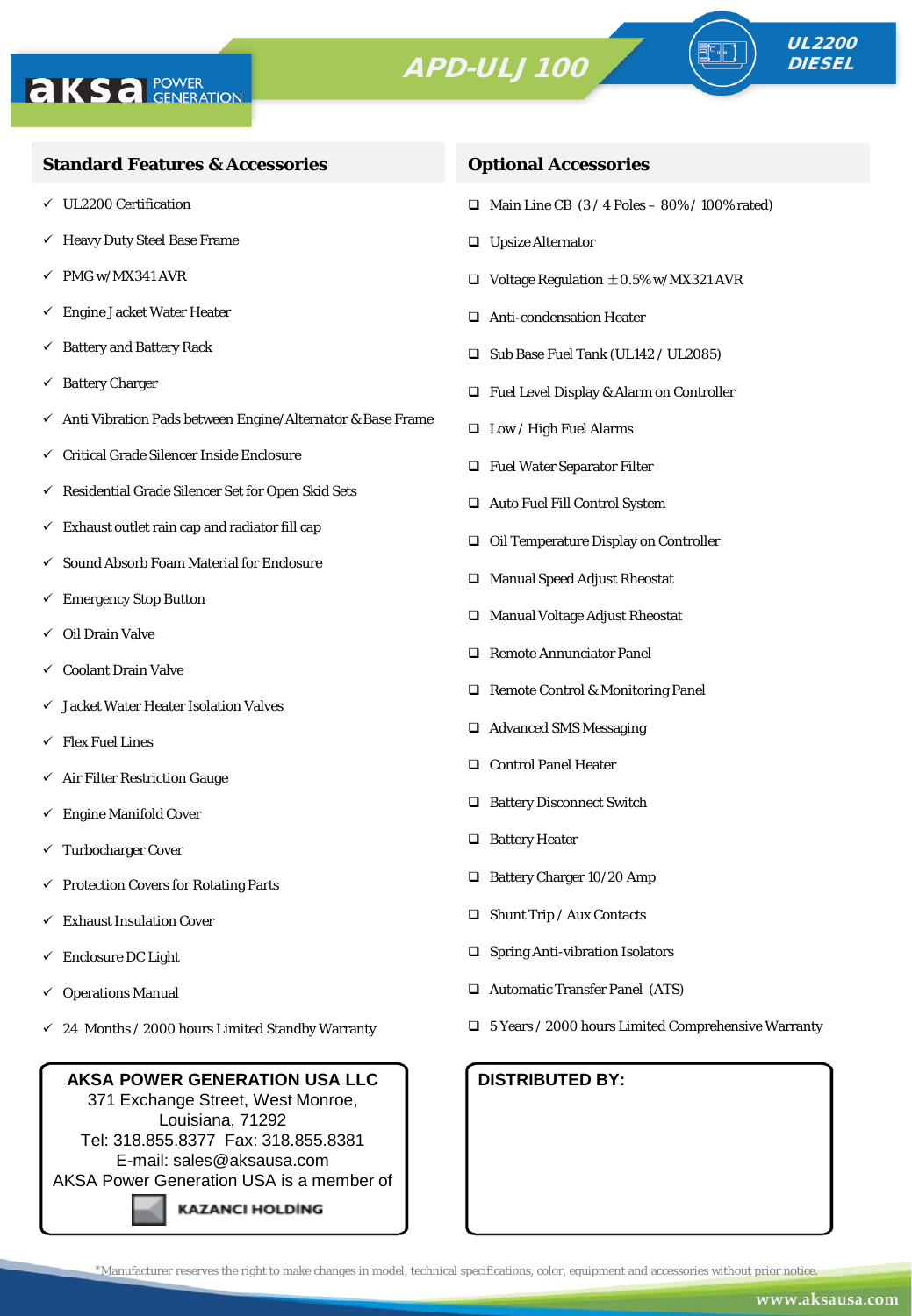aksa POWER GENERATION

APD-ULJ 100

UL2200 DIESEL

## Standard Features & Accessories

- ✓ UL2200 Certification
- ✓ Heavy Duty Steel Base Frame
- ✓ PMG w/MX341 AVR
- ✓ Engine Jacket Water Heater
- ✓ Battery and Battery Rack
- ✓ Battery Charger
- ✓ Anti Vibration Pads between Engine/Alternator & Base Frame
- ✓ Critical Grade Silencer Inside Enclosure
- ✓ Residential Grade Silencer Set for Open Skid Sets
- ✓ Exhaust outlet rain cap and radiator fill cap
- ✓ Sound Absorb Foam Material for Enclosure
- ✓ Emergency Stop Button
- ✓ Oil Drain Valve
- ✓ Coolant Drain Valve
- ✓ Jacket Water Heater Isolation Valves
- ✓ Flex Fuel Lines
- ✓ Air Filter Restriction Gauge
- ✓ Engine Manifold Cover
- ✓ Turbocharger Cover
- ✓ Protection Covers for Rotating Parts
- ✓ Exhaust Insulation Cover
- ✓ Enclosure DC Light
- ✓ Operations Manual
- ✓ 24 Months / 2000 hours Limited Standby Warranty

## Optional Accessories

- ❑ Main Line CB (3 / 4 Poles – 80% / 100% rated)
- ❑ Upsize Alternator
- ❑ Voltage Regulation ± 0.5% w/MX321 AVR
- ❑ Anti-condensation Heater
- ❑ Sub Base Fuel Tank (UL142 / UL2085)
- ❑ Fuel Level Display & Alarm on Controller
- ❑ Low / High Fuel Alarms
- ❑ Fuel Water Separator Filter
- ❑ Auto Fuel Fill Control System
- ❑ Oil Temperature Display on Controller
- ❑ Manual Speed Adjust Rheostat
- ❑ Manual Voltage Adjust Rheostat
- ❑ Remote Annunciator Panel
- ❑ Remote Control & Monitoring Panel
- ❑ Advanced SMS Messaging
- ❑ Control Panel Heater
- ❑ Battery Disconnect Switch
- ❑ Battery Heater
- ❑ Battery Charger 10/20 Amp
- ❑ Shunt Trip / Aux Contacts
- ❑ Spring Anti-vibration Isolators
- ❑ Automatic Transfer Panel (ATS)
- ❑ 5 Years / 2000 hours Limited Comprehensive Warranty

**AKSA POWER GENERATION USA LLC**
371 Exchange Street, West Monroe,
Louisiana, 71292
Tel: 318.855.8377 Fax: 318.855.8381
E-mail: sales@aksausa.com
AKSA Power Generation USA is a member of
KAZANCI HOLDİNG

**DISTRIBUTED BY:**

*Manufacturer reserves the right to make changes in model, technical specifications, color, equipment and accessories without prior notice.

www.aksausa.com